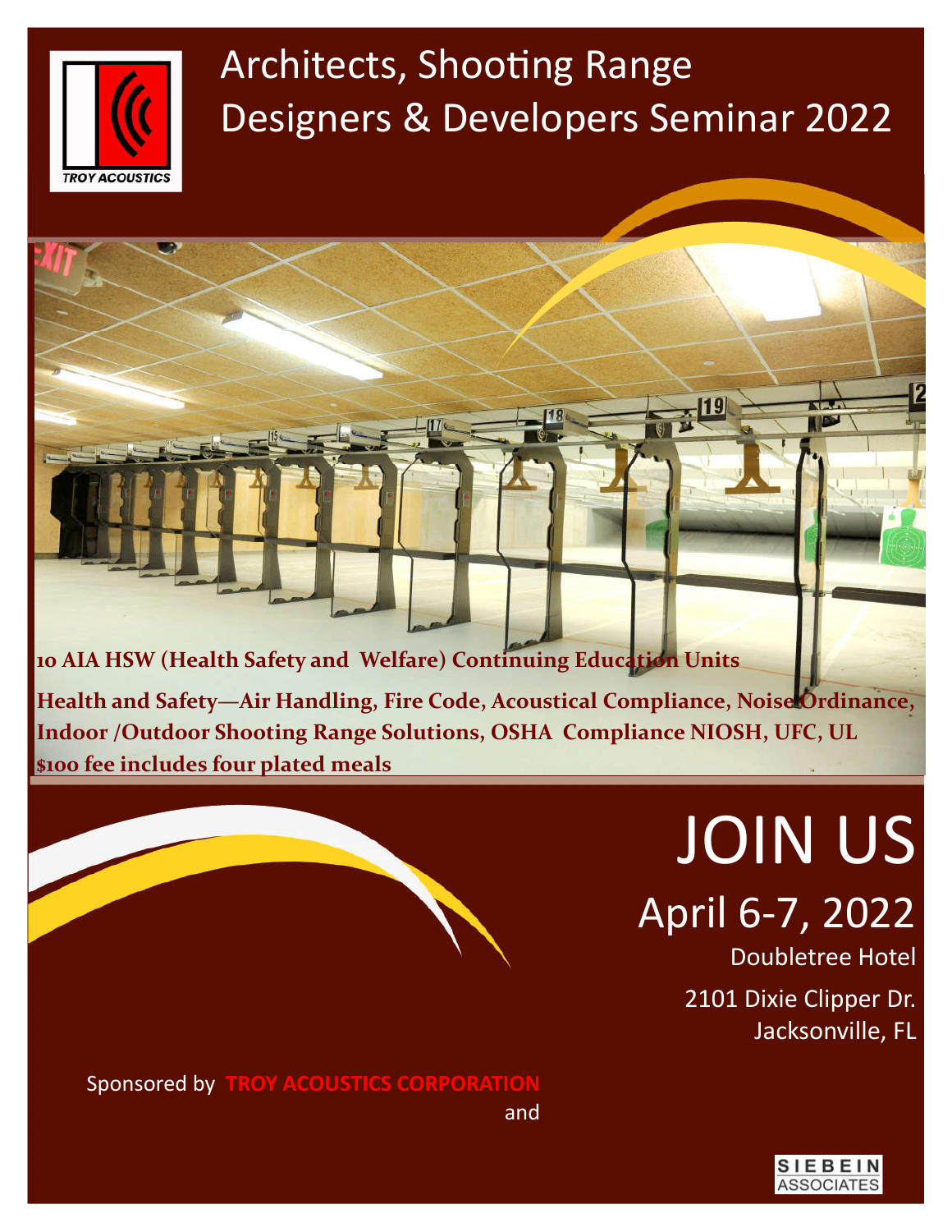TROY ACOUSTICS

# Architects, Shooting Range Designers & Developers Seminar 2022

**10 AIA HSW (Health Safety and Welfare) Continuing Education Units**

**Health and Safety—Air Handling, Fire Code, Acoustical Compliance, Noise Ordinance, Indoor /Outdoor Shooting Range Solutions, OSHA Compliance NIOSH, UFC, UL**

**$100 fee includes four plated meals**

# JOIN US

## April 6-7, 2022

Doubletree Hotel

2101 Dixie Clipper Dr.
Jacksonville, FL

Sponsored by **TROY ACOUSTICS CORPORATION**

and

SIEBEIN ASSOCIATES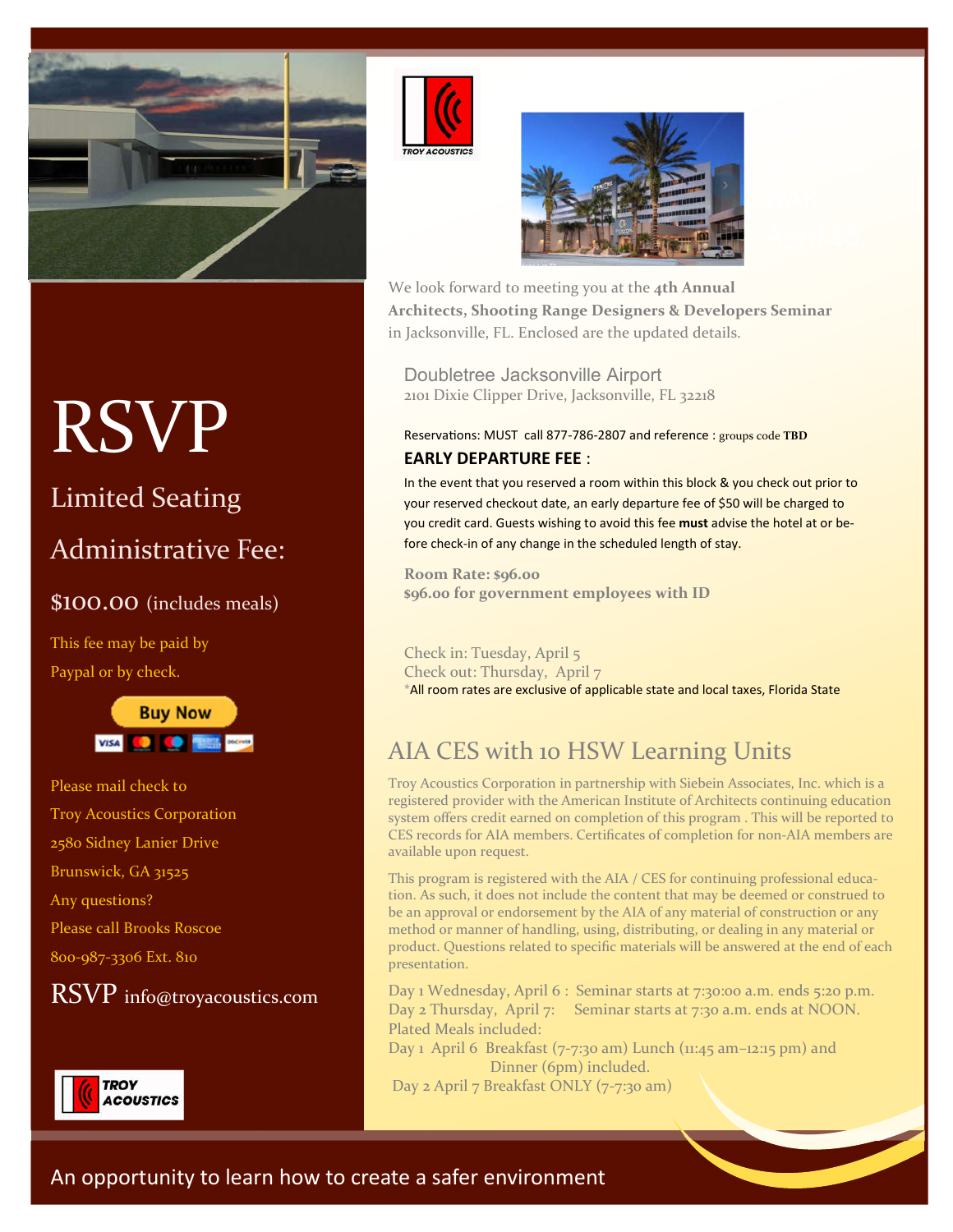# RSVP

## Limited Seating

## Administrative Fee:

**$100.00** (includes meals)

This fee may be paid by Paypal or by check.

Buy Now

Please mail check to
Troy Acoustics Corporation
2580 Sidney Lanier Drive
Brunswick, GA 31525

Any questions?
Please call Brooks Roscoe
800-987-3306 Ext. 810

RSVP info@troyacoustics.com

TROY ACOUSTICS

We look forward to meeting you at the **4th Annual Architects, Shooting Range Designers & Developers Seminar** in Jacksonville, FL. Enclosed are the updated details.

Doubletree Jacksonville Airport
2101 Dixie Clipper Drive, Jacksonville, FL 32218

Reservations: MUST call 877-786-2807 and reference : groups code **TBD**

**EARLY DEPARTURE FEE** :

In the event that you reserved a room within this block & you check out prior to your reserved checkout date, an early departure fee of $50 will be charged to you credit card. Guests wishing to avoid this fee **must** advise the hotel at or before check-in of any change in the scheduled length of stay.

**Room Rate: $96.00**
**$96.00 for government employees with ID**

Check in: Tuesday, April 5
Check out: Thursday, April 7
*All room rates are exclusive of applicable state and local taxes, Florida State

## AIA CES with 10 HSW Learning Units

Troy Acoustics Corporation in partnership with Siebein Associates, Inc. which is a registered provider with the American Institute of Architects continuing education system offers credit earned on completion of this program . This will be reported to CES records for AIA members. Certificates of completion for non-AIA members are available upon request.

This program is registered with the AIA / CES for continuing professional education. As such, it does not include the content that may be deemed or construed to be an approval or endorsement by the AIA of any material of construction or any method or manner of handling, using, distributing, or dealing in any material or product. Questions related to specific materials will be answered at the end of each presentation.

Day 1 Wednesday, April 6 : Seminar starts at 7:30:00 a.m. ends 5:20 p.m.
Day 2 Thursday, April 7: Seminar starts at 7:30 a.m. ends at NOON.
Plated Meals included:
Day 1 April 6 Breakfast (7-7:30 am) Lunch (11:45 am–12:15 pm) and Dinner (6pm) included.
Day 2 April 7 Breakfast ONLY (7-7:30 am)

An opportunity to learn how to create a safer environment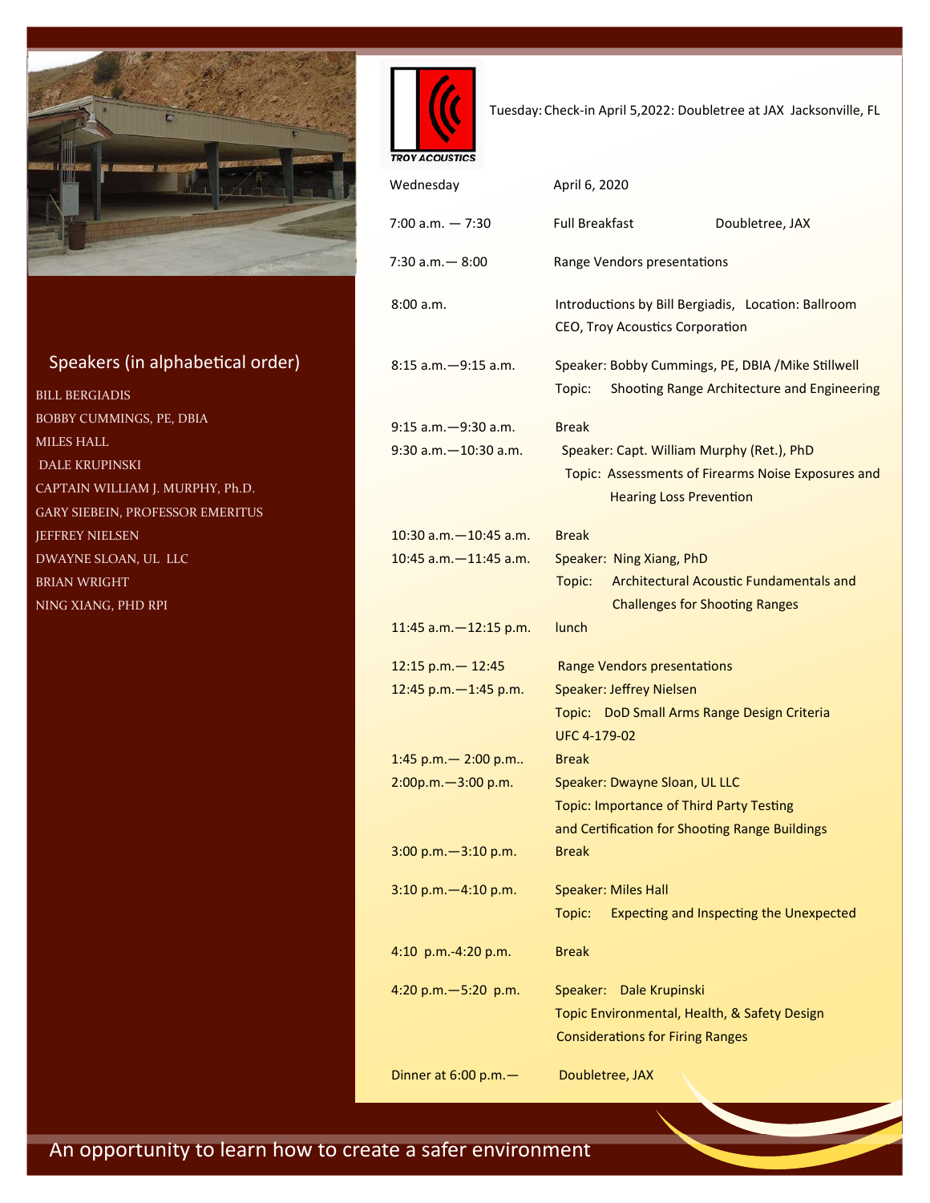TROY ACOUSTICS

Tuesday: Check-in April 5,2022: Doubletree at JAX Jacksonville, FL

| Wednesday | April 6, 2020 | |
|---|---|---|
| 7:00 a.m. — 7:30 | Full Breakfast | Doubletree, JAX |
| 7:30 a.m.— 8:00 | Range Vendors presentations | |
| 8:00 a.m. | Introductions by Bill Bergiadis, Location: Ballroom<br>CEO, Troy Acoustics Corporation | |
| 8:15 a.m.—9:15 a.m. | Speaker: Bobby Cummings, PE, DBIA /Mike Stillwell<br>Topic: Shooting Range Architecture and Engineering | |
| 9:15 a.m.—9:30 a.m. | Break | |
| 9:30 a.m.—10:30 a.m. | Speaker: Capt. William Murphy (Ret.), PhD<br>Topic: Assessments of Firearms Noise Exposures and Hearing Loss Prevention | |
| 10:30 a.m.—10:45 a.m. | Break | |
| 10:45 a.m.—11:45 a.m. | Speaker: Ning Xiang, PhD<br>Topic: Architectural Acoustic Fundamentals and Challenges for Shooting Ranges | |
| 11:45 a.m.—12:15 p.m. | lunch | |
| 12:15 p.m.— 12:45 | Range Vendors presentations | |
| 12:45 p.m.—1:45 p.m. | Speaker: Jeffrey Nielsen<br>Topic: DoD Small Arms Range Design Criteria UFC 4-179-02 | |
| 1:45 p.m.— 2:00 p.m.. | Break | |
| 2:00p.m.—3:00 p.m. | Speaker: Dwayne Sloan, UL LLC<br>Topic: Importance of Third Party Testing and Certification for Shooting Range Buildings | |
| 3:00 p.m.—3:10 p.m. | Break | |
| 3:10 p.m.—4:10 p.m. | Speaker: Miles Hall<br>Topic: Expecting and Inspecting the Unexpected | |
| 4:10 p.m.-4:20 p.m. | Break | |
| 4:20 p.m.—5:20 p.m. | Speaker: Dale Krupinski<br>Topic Environmental, Health, & Safety Design Considerations for Firing Ranges | |
| Dinner at 6:00 p.m.— | Doubletree, JAX | |

## Speakers (in alphabetical order)

BILL BERGIADIS
BOBBY CUMMINGS, PE, DBIA
MILES HALL
DALE KRUPINSKI
CAPTAIN WILLIAM J. MURPHY, Ph.D.
GARY SIEBEIN, PROFESSOR EMERITUS
JEFFREY NIELSEN
DWAYNE SLOAN, UL LLC
BRIAN WRIGHT
NING XIANG, PHD RPI

An opportunity to learn how to create a safer environment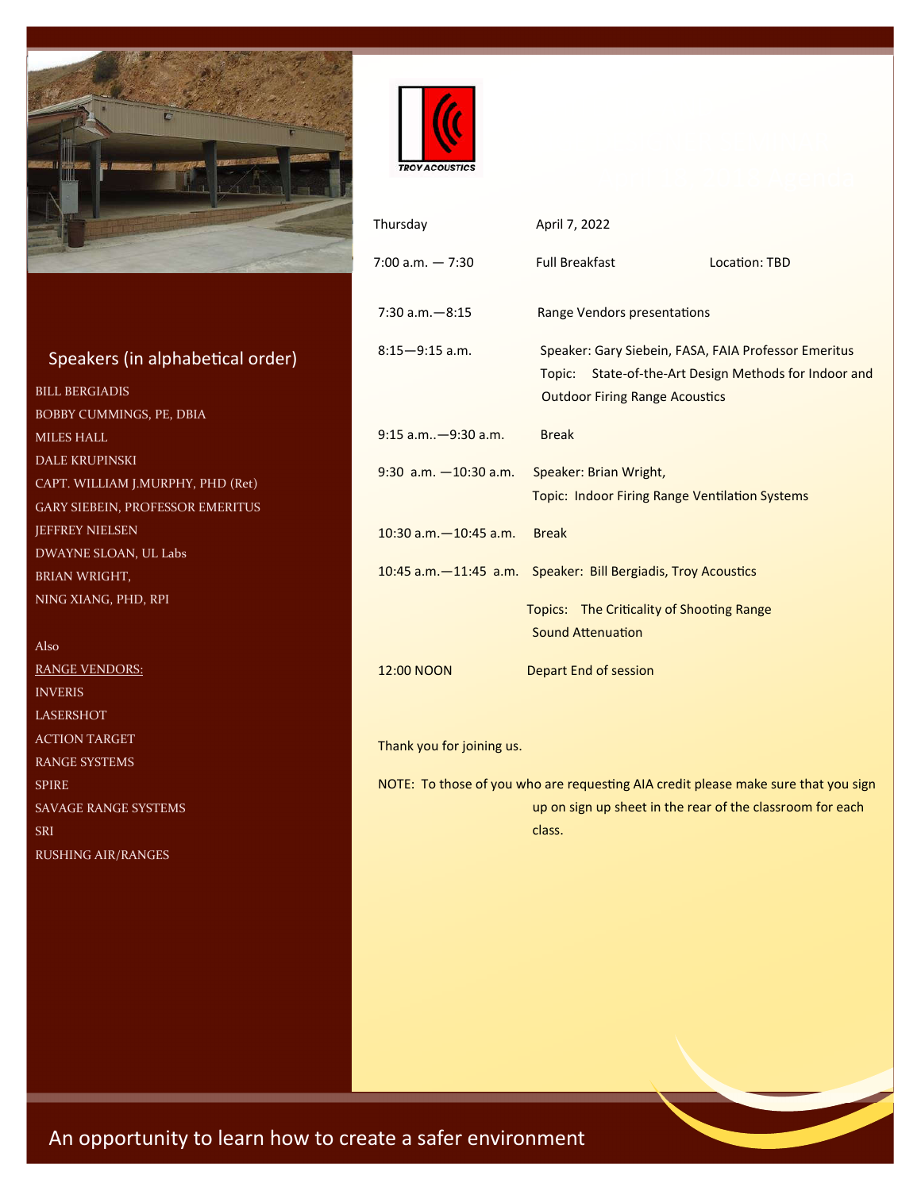TROY ACOUSTICS

| Thursday | April 7, 2022 | |
|---|---|---|
| 7:00 a.m. — 7:30 | Full Breakfast | Location: TBD |
| 7:30 a.m.—8:15 | Range Vendors presentations | |
| 8:15—9:15 a.m. | Speaker: Gary Siebein, FASA, FAIA Professor Emeritus<br>Topic: State-of-the-Art Design Methods for Indoor and Outdoor Firing Range Acoustics | |
| 9:15 a.m..—9:30 a.m. | Break | |
| 9:30 a.m. —10:30 a.m. | Speaker: Brian Wright,<br>Topic: Indoor Firing Range Ventilation Systems | |
| 10:30 a.m.—10:45 a.m. | Break | |
| 10:45 a.m.—11:45 a.m. | Speaker: Bill Bergiadis, Troy Acoustics<br>Topics: The Criticality of Shooting Range Sound Attenuation | |
| 12:00 NOON | Depart End of session | |

Thank you for joining us.

NOTE: To those of you who are requesting AIA credit please make sure that you sign up on sign up sheet in the rear of the classroom for each class.

## Speakers (in alphabetical order)

BILL BERGIADIS
BOBBY CUMMINGS, PE, DBIA
MILES HALL
DALE KRUPINSKI
CAPT. WILLIAM J.MURPHY, PHD (Ret)
GARY SIEBEIN, PROFESSOR EMERITUS
JEFFREY NIELSEN
DWAYNE SLOAN, UL Labs
BRIAN WRIGHT,
NING XIANG, PHD, RPI

Also

RANGE VENDORS:

INVERIS
LASERSHOT
ACTION TARGET
RANGE SYSTEMS
SPIRE
SAVAGE RANGE SYSTEMS
SRI
RUSHING AIR/RANGES

An opportunity to learn how to create a safer environment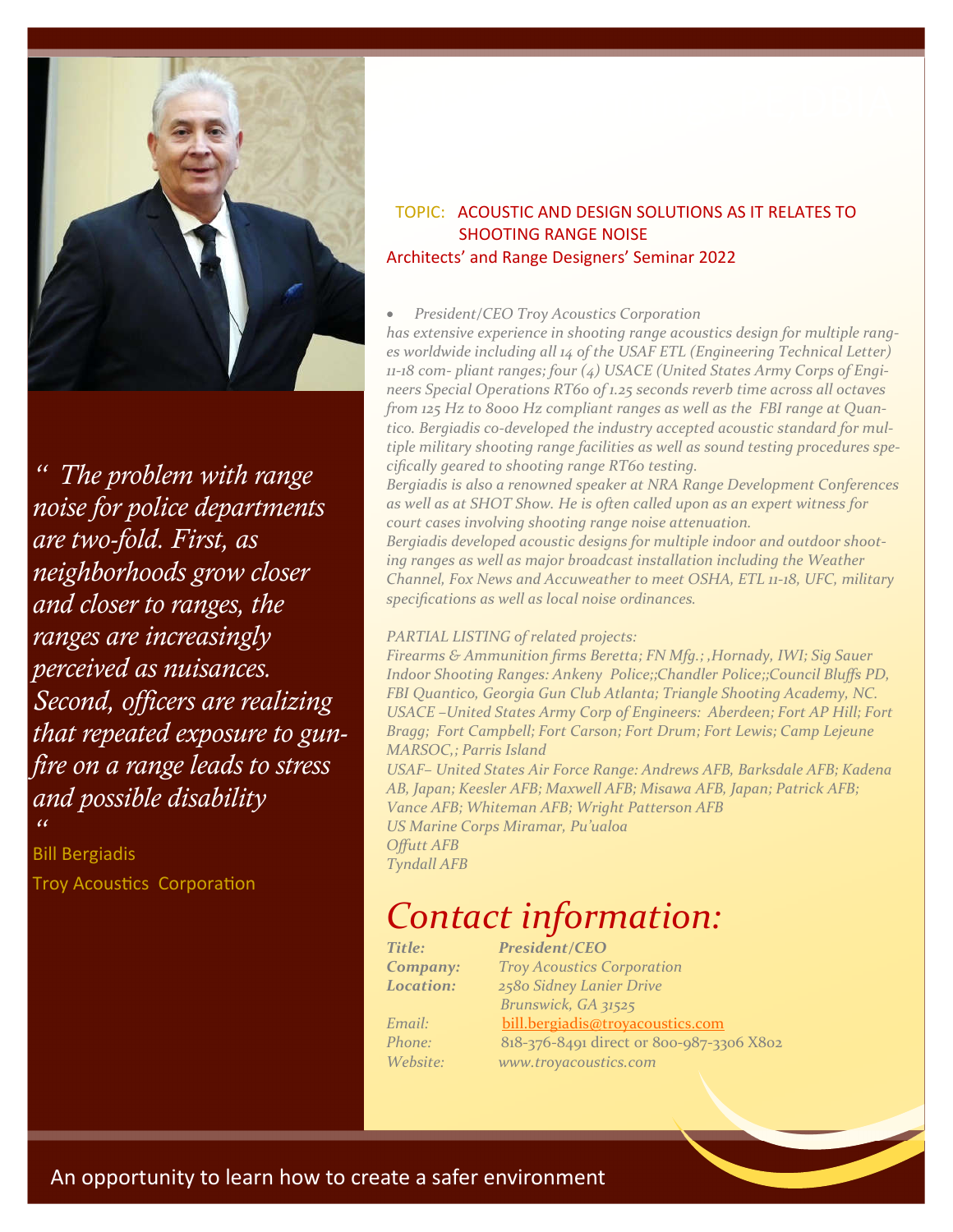*" The problem with range noise for police departments are two-fold. First, as neighborhoods grow closer and closer to ranges, the ranges are increasingly perceived as nuisances. Second, officers are realizing that repeated exposure to gunfire on a range leads to stress and possible disability "*

Bill Bergiadis

Troy Acoustics Corporation

TOPIC: ACOUSTIC AND DESIGN SOLUTIONS AS IT RELATES TO SHOOTING RANGE NOISE

Architects' and Range Designers' Seminar 2022

- *President/CEO Troy Acoustics Corporation*

*has extensive experience in shooting range acoustics design for multiple ranges worldwide including all 14 of the USAF ETL (Engineering Technical Letter) 11-18 com- pliant ranges; four (4) USACE (United States Army Corps of Engineers Special Operations RT60 of 1.25 seconds reverb time across all octaves from 125 Hz to 8000 Hz compliant ranges as well as the FBI range at Quantico. Bergiadis co-developed the industry accepted acoustic standard for multiple military shooting range facilities as well as sound testing procedures specifically geared to shooting range RT60 testing.*

*Bergiadis is also a renowned speaker at NRA Range Development Conferences as well as at SHOT Show. He is often called upon as an expert witness for court cases involving shooting range noise attenuation.*

*Bergiadis developed acoustic designs for multiple indoor and outdoor shooting ranges as well as major broadcast installation including the Weather Channel, Fox News and Accuweather to meet OSHA, ETL 11-18, UFC, military specifications as well as local noise ordinances.*

*PARTIAL LISTING of related projects:*

*Firearms & Ammunition firms Beretta; FN Mfg.; ,Hornady, IWI; Sig Sauer*

*Indoor Shooting Ranges: Ankeny Police;;Chandler Police;;Council Bluffs PD, FBI Quantico, Georgia Gun Club Atlanta; Triangle Shooting Academy, NC.*

*USACE –United States Army Corp of Engineers: Aberdeen; Fort AP Hill; Fort Bragg; Fort Campbell; Fort Carson; Fort Drum; Fort Lewis; Camp Lejeune MARSOC,; Parris Island*

*USAF– United States Air Force Range: Andrews AFB, Barksdale AFB; Kadena AB, Japan; Keesler AFB; Maxwell AFB; Misawa AFB, Japan; Patrick AFB; Vance AFB; Whiteman AFB; Wright Patterson AFB*

*US Marine Corps Miramar, Pu'ualoa*

*Offutt AFB*

*Tyndall AFB*

# *Contact information:*

| | |
|---|---|
| ***Title:*** | ***President/CEO*** |
| ***Company:*** | *Troy Acoustics Corporation* |
| ***Location:*** | *2580 Sidney Lanier Drive<br>Brunswick, GA 31525* |
| *Email:* | bill.bergiadis@troyacoustics.com |
| *Phone:* | 818-376-8491 direct or 800-987-3306 X802 |
| *Website:* | *www.troyacoustics.com* |

An opportunity to learn how to create a safer environment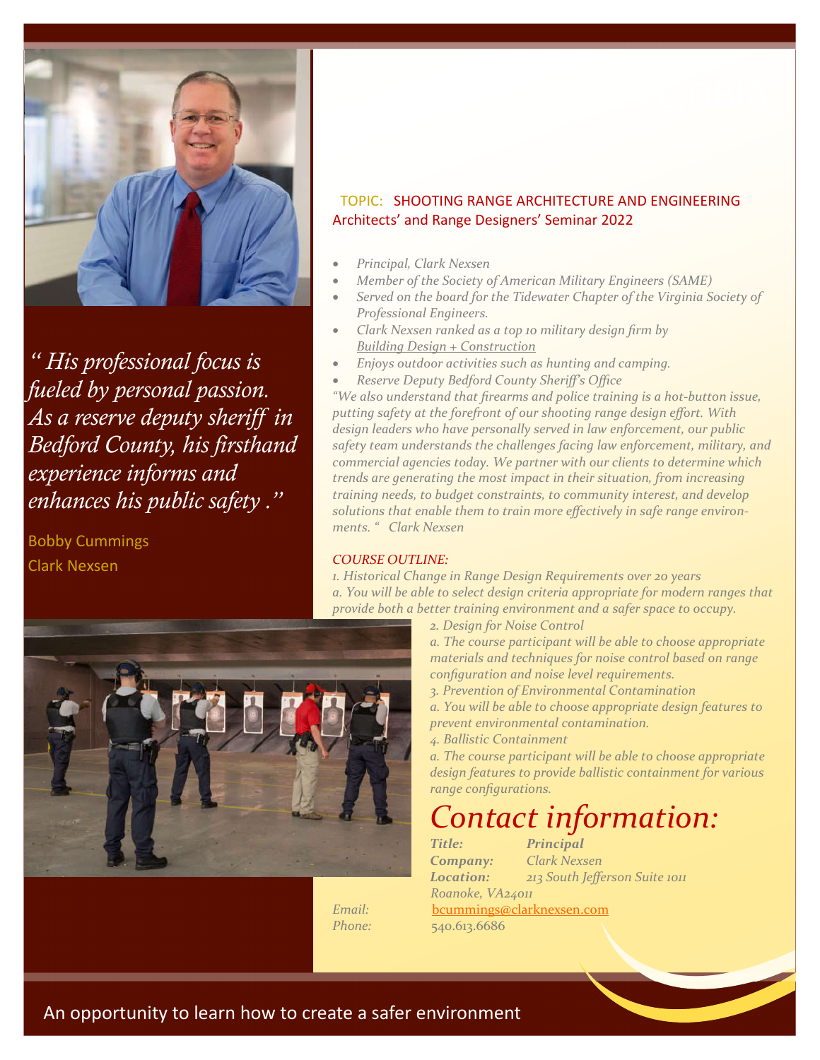*" His professional focus is fueled by personal passion. As a reserve deputy sheriff in Bedford County, his firsthand experience informs and enhances his public safety ."*

Bobby Cummings
Clark Nexsen

TOPIC: SHOOTING RANGE ARCHITECTURE AND ENGINEERING
Architects' and Range Designers' Seminar 2022

- *Principal, Clark Nexsen*
- *Member of the Society of American Military Engineers (SAME)*
- *Served on the board for the Tidewater Chapter of the Virginia Society of Professional Engineers.*
- *Clark Nexsen ranked as a top 10 military design firm by Building Design + Construction*
- *Enjoys outdoor activities such as hunting and camping.*
- *Reserve Deputy Bedford County Sheriff's Office*

*"We also understand that firearms and police training is a hot-button issue, putting safety at the forefront of our shooting range design effort. With design leaders who have personally served in law enforcement, our public safety team understands the challenges facing law enforcement, military, and commercial agencies today. We partner with our clients to determine which trends are generating the most impact in their situation, from increasing training needs, to budget constraints, to community interest, and develop solutions that enable them to train more effectively in safe range environments. " Clark Nexsen*

*COURSE OUTLINE:*

*1. Historical Change in Range Design Requirements over 20 years*
*a. You will be able to select design criteria appropriate for modern ranges that provide both a better training environment and a safer space to occupy.*
*2. Design for Noise Control*
*a. The course participant will be able to choose appropriate materials and techniques for noise control based on range configuration and noise level requirements.*
*3. Prevention of Environmental Contamination*
*a. You will be able to choose appropriate design features to prevent environmental contamination.*
*4. Ballistic Containment*
*a. The course participant will be able to choose appropriate design features to provide ballistic containment for various range configurations.*

# *Contact information:*

***Title:*** ***Principal***
***Company:*** *Clark Nexsen*
***Location:*** *213 South Jefferson Suite 1011*
*Roanoke, VA24011*
*Email:* bcummings@clarknexsen.com
*Phone:* 540.613.6686

An opportunity to learn how to create a safer environment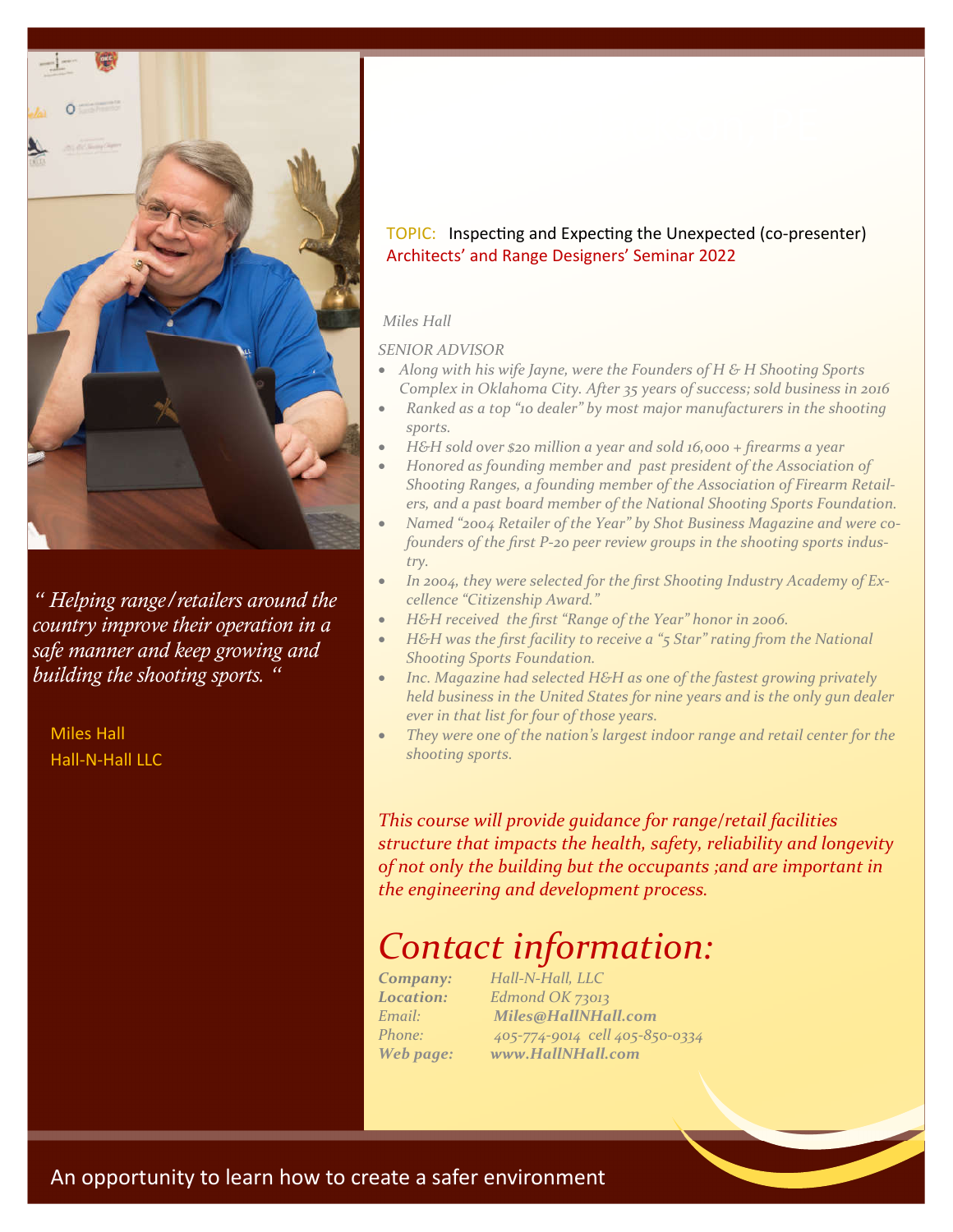TOPIC: Inspecting and Expecting the Unexpected (co-presenter)
Architects' and Range Designers' Seminar 2022

*" Helping range/retailers around the country improve their operation in a safe manner and keep growing and building the shooting sports. "*

Miles Hall
Hall-N-Hall LLC

*Miles Hall*

*SENIOR ADVISOR*

- *Along with his wife Jayne, were the Founders of H & H Shooting Sports Complex in Oklahoma City. After 35 years of success; sold business in 2016*
- *Ranked as a top "10 dealer" by most major manufacturers in the shooting sports.*
- *H&H sold over $20 million a year and sold 16,000 + firearms a year*
- *Honored as founding member and past president of the Association of Shooting Ranges, a founding member of the Association of Firearm Retailers, and a past board member of the National Shooting Sports Foundation.*
- *Named "2004 Retailer of the Year" by Shot Business Magazine and were co-founders of the first P-20 peer review groups in the shooting sports industry.*
- *In 2004, they were selected for the first Shooting Industry Academy of Excellence "Citizenship Award."*
- *H&H received the first "Range of the Year" honor in 2006.*
- *H&H was the first facility to receive a "5 Star" rating from the National Shooting Sports Foundation.*
- *Inc. Magazine had selected H&H as one of the fastest growing privately held business in the United States for nine years and is the only gun dealer ever in that list for four of those years.*
- *They were one of the nation's largest indoor range and retail center for the shooting sports.*

*This course will provide guidance for range/retail facilities structure that impacts the health, safety, reliability and longevity of not only the building but the occupants ;and are important in the engineering and development process.*

# *Contact information:*

***Company:*** *Hall-N-Hall, LLC*
***Location:*** *Edmond OK 73013*
*Email:* ***Miles@HallNHall.com***
*Phone:* *405-774-9014 cell 405-850-0334*
***Web page:*** ***www.HallNHall.com***

An opportunity to learn how to create a safer environment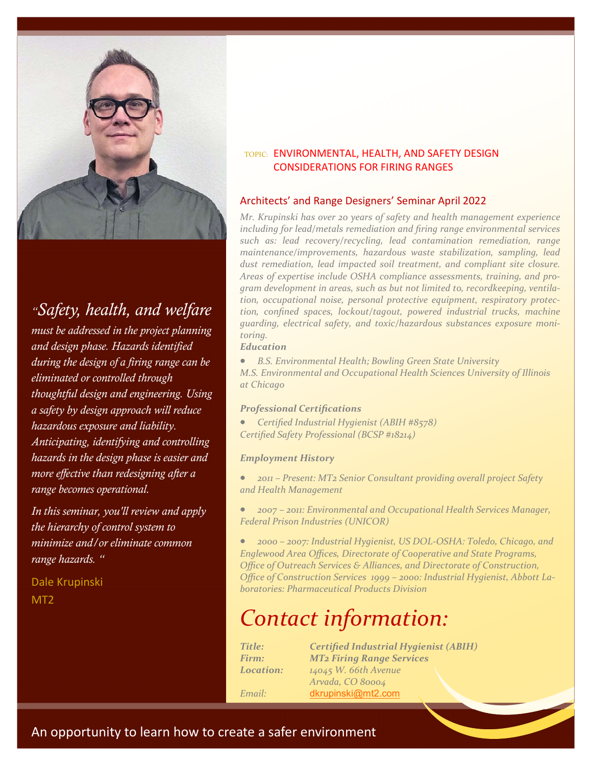"*Safety, health, and welfare must be addressed in the project planning and design phase. Hazards identified during the design of a firing range can be eliminated or controlled through thoughtful design and engineering. Using a safety by design approach will reduce hazardous exposure and liability. Anticipating, identifying and controlling hazards in the design phase is easier and more effective than redesigning after a range becomes operational.*

*In this seminar, you'll review and apply the hierarchy of control system to minimize and/or eliminate common range hazards.* "

Dale Krupinski
MT2

TOPIC: ENVIRONMENTAL, HEALTH, AND SAFETY DESIGN CONSIDERATIONS FOR FIRING RANGES

## Architects' and Range Designers' Seminar April 2022

*Mr. Krupinski has over 20 years of safety and health management experience including for lead/metals remediation and firing range environmental services such as: lead recovery/recycling, lead contamination remediation, range maintenance/improvements, hazardous waste stabilization, sampling, lead dust remediation, lead impacted soil treatment, and compliant site closure. Areas of expertise include OSHA compliance assessments, training, and program development in areas, such as but not limited to, recordkeeping, ventilation, occupational noise, personal protective equipment, respiratory protection, confined spaces, lockout/tagout, powered industrial trucks, machine guarding, electrical safety, and toxic/hazardous substances exposure monitoring.*

***Education***

- *B.S. Environmental Health; Bowling Green State University*
  *M.S. Environmental and Occupational Health Sciences University of Illinois at Chicago*

***Professional Certifications***

- *Certified Industrial Hygienist (ABIH #8578)*
  *Certified Safety Professional (BCSP #18214)*

***Employment History***

- *2011 – Present: MT2 Senior Consultant providing overall project Safety and Health Management*
- *2007 – 2011: Environmental and Occupational Health Services Manager, Federal Prison Industries (UNICOR)*
- *2000 – 2007: Industrial Hygienist, US DOL-OSHA: Toledo, Chicago, and Englewood Area Offices, Directorate of Cooperative and State Programs, Office of Outreach Services & Alliances, and Directorate of Construction, Office of Construction Services 1999 – 2000: Industrial Hygienist, Abbott Laboratories: Pharmaceutical Products Division*

# *Contact information:*

***Title:*** ***Certified Industrial Hygienist (ABIH)***
***Firm:*** ***MT2 Firing Range Services***
***Location:*** *14045 W. 66th Avenue*
*Arvada, CO 80004*
*Email:* dkrupinski@mt2.com

An opportunity to learn how to create a safer environment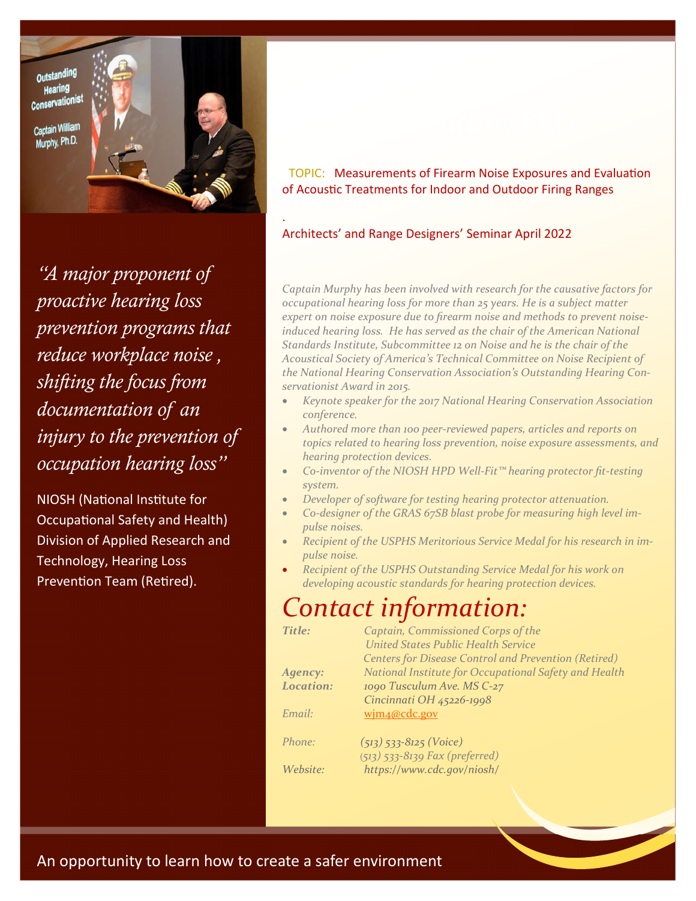TOPIC: Measurements of Firearm Noise Exposures and Evaluation of Acoustic Treatments for Indoor and Outdoor Firing Ranges

.

Architects' and Range Designers' Seminar April 2022

*"A major proponent of proactive hearing loss prevention programs that reduce workplace noise , shifting the focus from documentation of an injury to the prevention of occupation hearing loss"*

NIOSH (National Institute for Occupational Safety and Health) Division of Applied Research and Technology, Hearing Loss Prevention Team (Retired).

*Captain Murphy has been involved with research for the causative factors for occupational hearing loss for more than 25 years. He is a subject matter expert on noise exposure due to firearm noise and methods to prevent noise-induced hearing loss. He has served as the chair of the American National Standards Institute, Subcommittee 12 on Noise and he is the chair of the Acoustical Society of America's Technical Committee on Noise Recipient of the National Hearing Conservation Association's Outstanding Hearing Conservationist Award in 2015.*

- *Keynote speaker for the 2017 National Hearing Conservation Association conference.*
- *Authored more than 100 peer-reviewed papers, articles and reports on topics related to hearing loss prevention, noise exposure assessments, and hearing protection devices.*
- *Co-inventor of the NIOSH HPD Well-Fit™ hearing protector fit-testing system.*
- *Developer of software for testing hearing protector attenuation.*
- *Co-designer of the GRAS 67SB blast probe for measuring high level impulse noises.*
- *Recipient of the USPHS Meritorious Service Medal for his research in impulse noise.*
- *Recipient of the USPHS Outstanding Service Medal for his work on developing acoustic standards for hearing protection devices.*

# *Contact information:*

| | |
|---|---|
| ***Title:*** | *Captain, Commissioned Corps of the United States Public Health Service Centers for Disease Control and Prevention (Retired)* |
| ***Agency:*** | *National Institute for Occupational Safety and Health* |
| ***Location:*** | *1090 Tusculum Ave. MS C-27 Cincinnati OH 45226-1998* |
| *Email:* | *wjm4@cdc.gov* |
| *Phone:* | *(513) 533-8125 (Voice) (513) 533-8139 Fax (preferred)* |
| *Website:* | *https://www.cdc.gov/niosh/* |

An opportunity to learn how to create a safer environment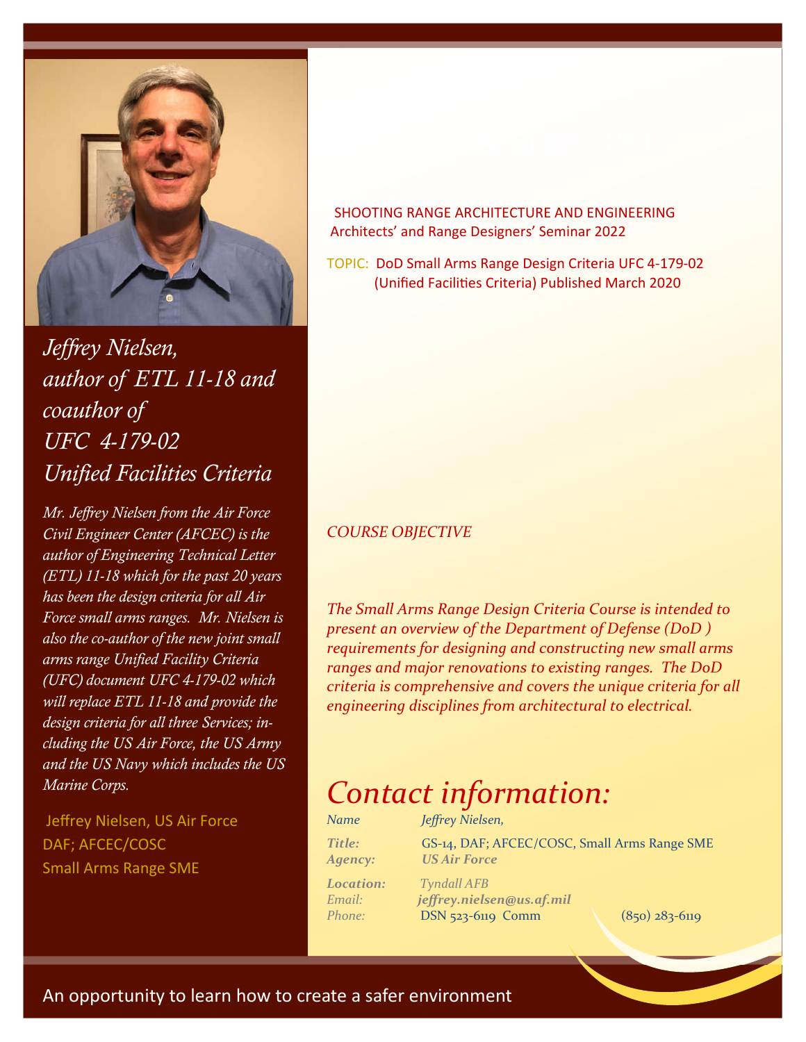## *Jeffrey Nielsen, author of ETL 11-18 and coauthor of UFC 4-179-02 Unified Facilities Criteria*

*Mr. Jeffrey Nielsen from the Air Force Civil Engineer Center (AFCEC) is the author of Engineering Technical Letter (ETL) 11-18 which for the past 20 years has been the design criteria for all Air Force small arms ranges. Mr. Nielsen is also the co-author of the new joint small arms range Unified Facility Criteria (UFC) document UFC 4-179-02 which will replace ETL 11-18 and provide the design criteria for all three Services; including the US Air Force, the US Army and the US Navy which includes the US Marine Corps.*

Jeffrey Nielsen, US Air Force
DAF; AFCEC/COSC
Small Arms Range SME

SHOOTING RANGE ARCHITECTURE AND ENGINEERING
Architects' and Range Designers' Seminar 2022

TOPIC: DoD Small Arms Range Design Criteria UFC 4-179-02
(Unified Facilities Criteria) Published March 2020

*COURSE OBJECTIVE*

*The Small Arms Range Design Criteria Course is intended to present an overview of the Department of Defense (DoD ) requirements for designing and constructing new small arms ranges and major renovations to existing ranges. The DoD criteria is comprehensive and covers the unique criteria for all engineering disciplines from architectural to electrical.*

# *Contact information:*

*Name* *Jeffrey Nielsen,*

*Title:* GS-14, DAF; AFCEC/COSC, Small Arms Range SME
*Agency:* ***US Air Force***

*Location:* *Tyndall AFB*
*Email:* ***jeffrey.nielsen@us.af.mil***
*Phone:* DSN 523-6119 Comm (850) 283-6119

An opportunity to learn how to create a safer environment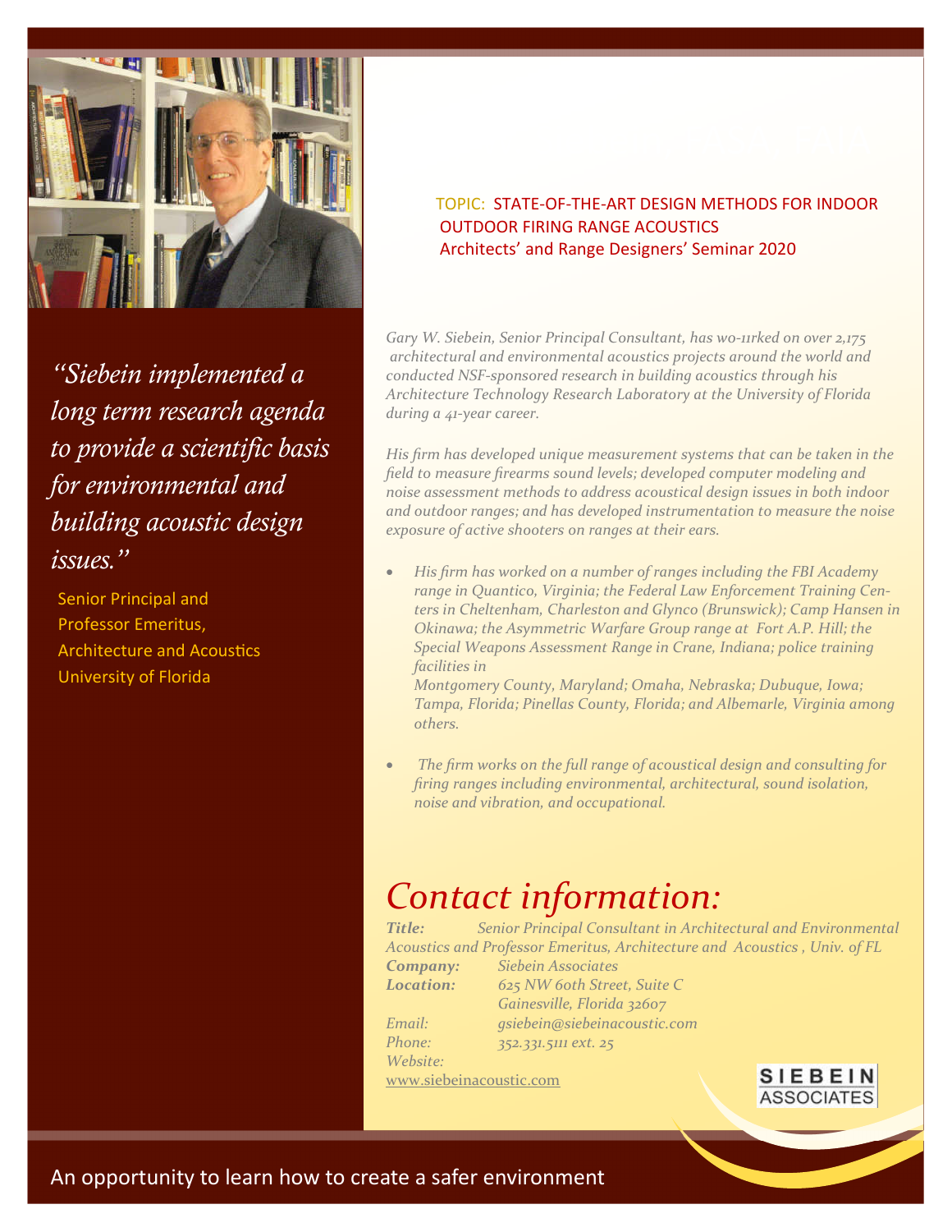TOPIC: STATE-OF-THE-ART DESIGN METHODS FOR INDOOR OUTDOOR FIRING RANGE ACOUSTICS
Architects' and Range Designers' Seminar 2020

*"Siebein implemented a long term research agenda to provide a scientific basis for environmental and building acoustic design issues."*

Senior Principal and
Professor Emeritus,
Architecture and Acoustics
University of Florida

*Gary W. Siebein, Senior Principal Consultant, has wo-11rked on over 2,175 architectural and environmental acoustics projects around the world and conducted NSF-sponsored research in building acoustics through his Architecture Technology Research Laboratory at the University of Florida during a 41-year career.*

*His firm has developed unique measurement systems that can be taken in the field to measure firearms sound levels; developed computer modeling and noise assessment methods to address acoustical design issues in both indoor and outdoor ranges; and has developed instrumentation to measure the noise exposure of active shooters on ranges at their ears.*

- *His firm has worked on a number of ranges including the FBI Academy range in Quantico, Virginia; the Federal Law Enforcement Training Centers in Cheltenham, Charleston and Glynco (Brunswick); Camp Hansen in Okinawa; the Asymmetric Warfare Group range at Fort A.P. Hill; the Special Weapons Assessment Range in Crane, Indiana; police training facilities in Montgomery County, Maryland; Omaha, Nebraska; Dubuque, Iowa; Tampa, Florida; Pinellas County, Florida; and Albemarle, Virginia among others.*
- *The firm works on the full range of acoustical design and consulting for firing ranges including environmental, architectural, sound isolation, noise and vibration, and occupational.*

# *Contact information:*

***Title:*** *Senior Principal Consultant in Architectural and Environmental Acoustics and Professor Emeritus, Architecture and Acoustics , Univ. of FL*
***Company:*** *Siebein Associates*
***Location:*** *625 NW 60th Street, Suite C*
*Gainesville, Florida 32607*
*Email:* *gsiebein@siebeinacoustic.com*
*Phone:* *352.331.5111 ext. 25*
*Website:*
www.siebeinacoustic.com

SIEBEIN ASSOCIATES

An opportunity to learn how to create a safer environment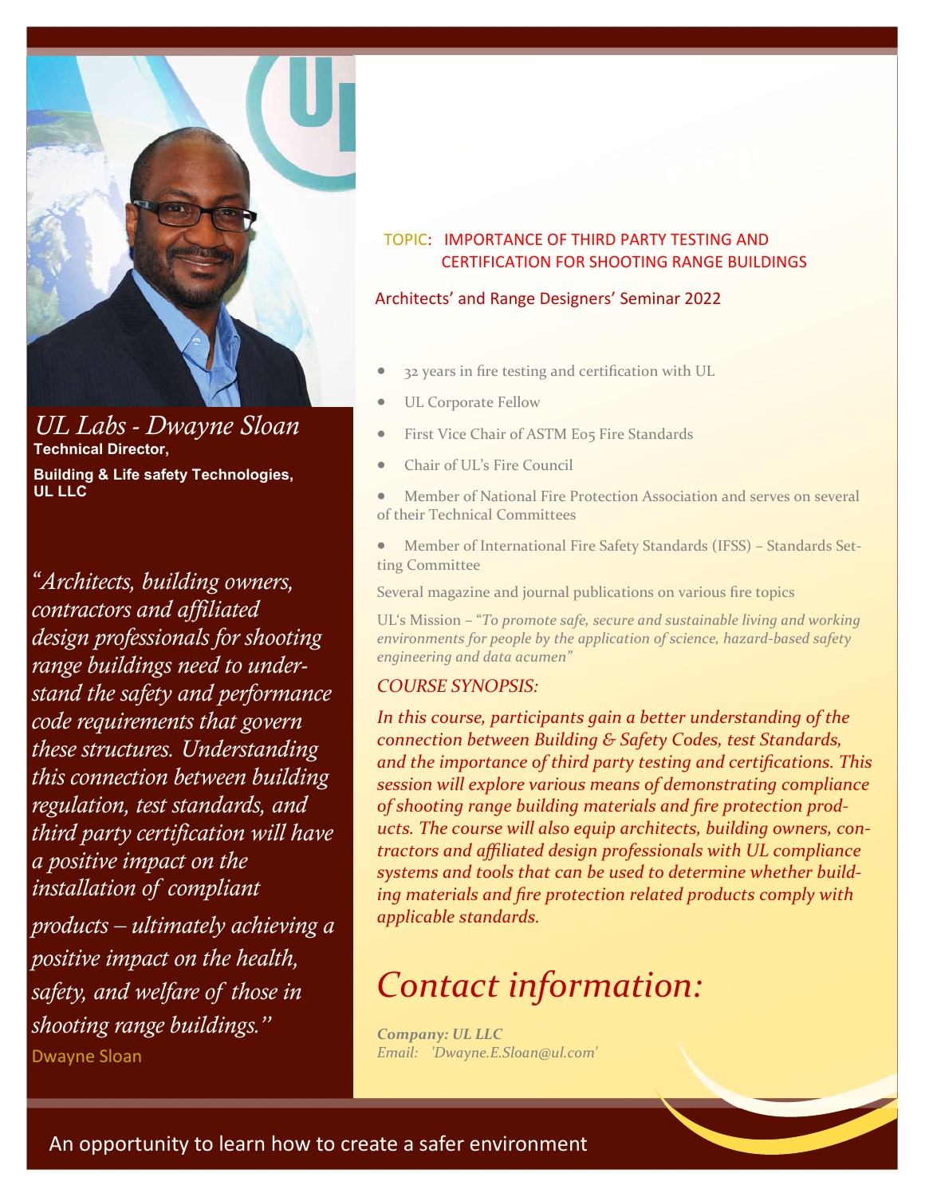## UL Labs - Dwayne Sloan

**Technical Director,**

**Building & Life safety Technologies, UL LLC**

*"Architects, building owners, contractors and affiliated design professionals for shooting range buildings need to understand the safety and performance code requirements that govern these structures. Understanding this connection between building regulation, test standards, and third party certification will have a positive impact on the installation of compliant products – ultimately achieving a positive impact on the health, safety, and welfare of those in shooting range buildings."*

Dwayne Sloan

TOPIC: IMPORTANCE OF THIRD PARTY TESTING AND CERTIFICATION FOR SHOOTING RANGE BUILDINGS

Architects' and Range Designers' Seminar 2022

- 32 years in fire testing and certification with UL
- UL Corporate Fellow
- First Vice Chair of ASTM E05 Fire Standards
- Chair of UL's Fire Council
- Member of National Fire Protection Association and serves on several of their Technical Committees
- Member of International Fire Safety Standards (IFSS) – Standards Setting Committee

Several magazine and journal publications on various fire topics

UL's Mission – *"To promote safe, secure and sustainable living and working environments for people by the application of science, hazard-based safety engineering and data acumen"*

*COURSE SYNOPSIS:*

*In this course, participants gain a better understanding of the connection between Building & Safety Codes, test Standards, and the importance of third party testing and certifications. This session will explore various means of demonstrating compliance of shooting range building materials and fire protection products. The course will also equip architects, building owners, contractors and affiliated design professionals with UL compliance systems and tools that can be used to determine whether building materials and fire protection related products comply with applicable standards.*

# Contact information:

***Company: UL LLC***
*Email: 'Dwayne.E.Sloan@ul.com'*

An opportunity to learn how to create a safer environment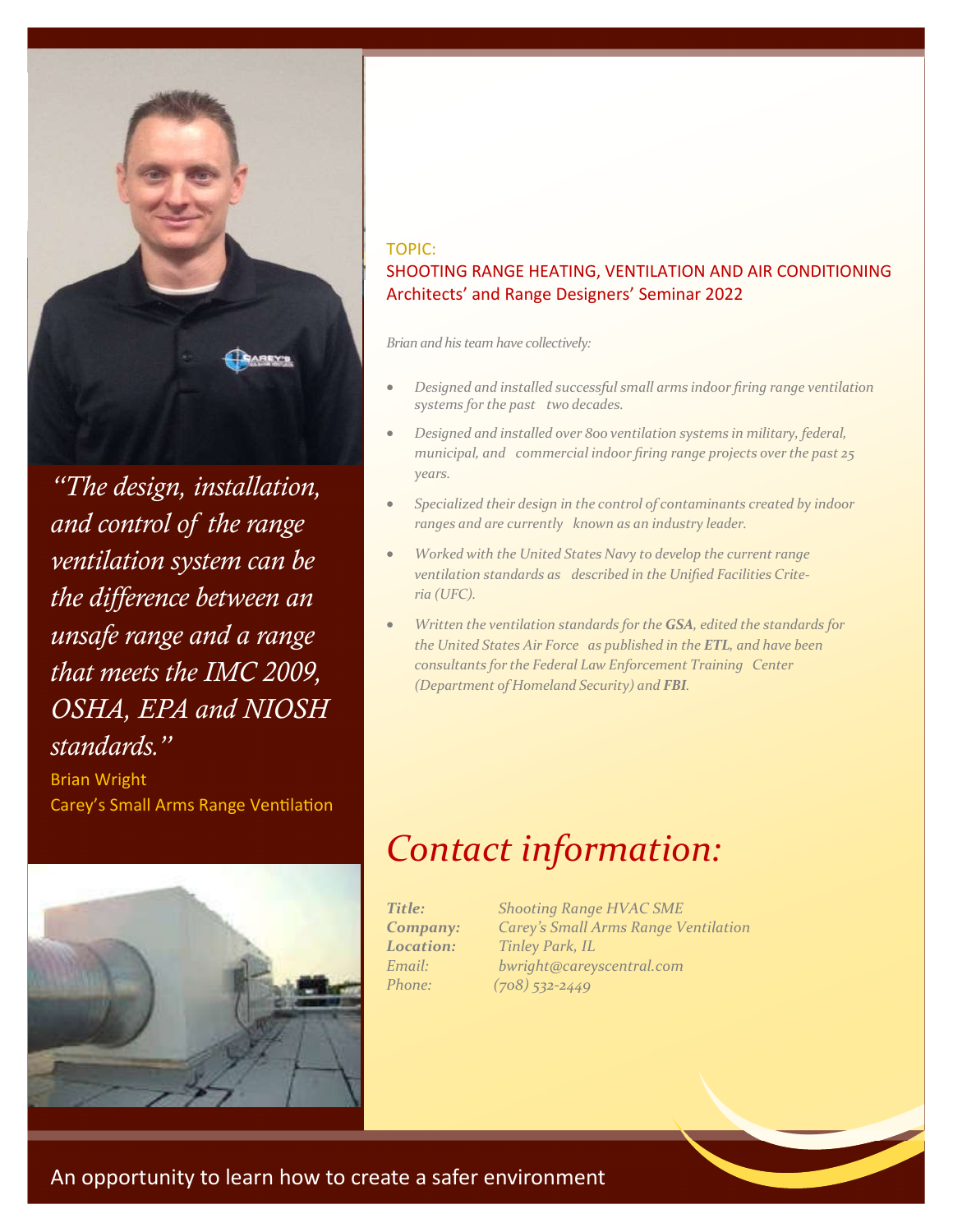*"The design, installation, and control of the range ventilation system can be the difference between an unsafe range and a range that meets the IMC 2009, OSHA, EPA and NIOSH standards."*

Brian Wright
Carey's Small Arms Range Ventilation

TOPIC:
SHOOTING RANGE HEATING, VENTILATION AND AIR CONDITIONING
Architects' and Range Designers' Seminar 2022

*Brian and his team have collectively:*

- *Designed and installed successful small arms indoor firing range ventilation systems for the past two decades.*
- *Designed and installed over 800 ventilation systems in military, federal, municipal, and commercial indoor firing range projects over the past 25 years.*
- *Specialized their design in the control of contaminants created by indoor ranges and are currently known as an industry leader.*
- *Worked with the United States Navy to develop the current range ventilation standards as described in the Unified Facilities Criteria (UFC).*
- *Written the ventilation standards for the **GSA**, edited the standards for the United States Air Force as published in the **ETL**, and have been consultants for the Federal Law Enforcement Training Center (Department of Homeland Security) and **FBI**.*

# *Contact information:*

***Title:*** *Shooting Range HVAC SME*
***Company:*** *Carey's Small Arms Range Ventilation*
***Location:*** *Tinley Park, IL*
*Email:* *bwright@careyscentral.com*
*Phone:* *(708) 532-2449*

An opportunity to learn how to create a safer environment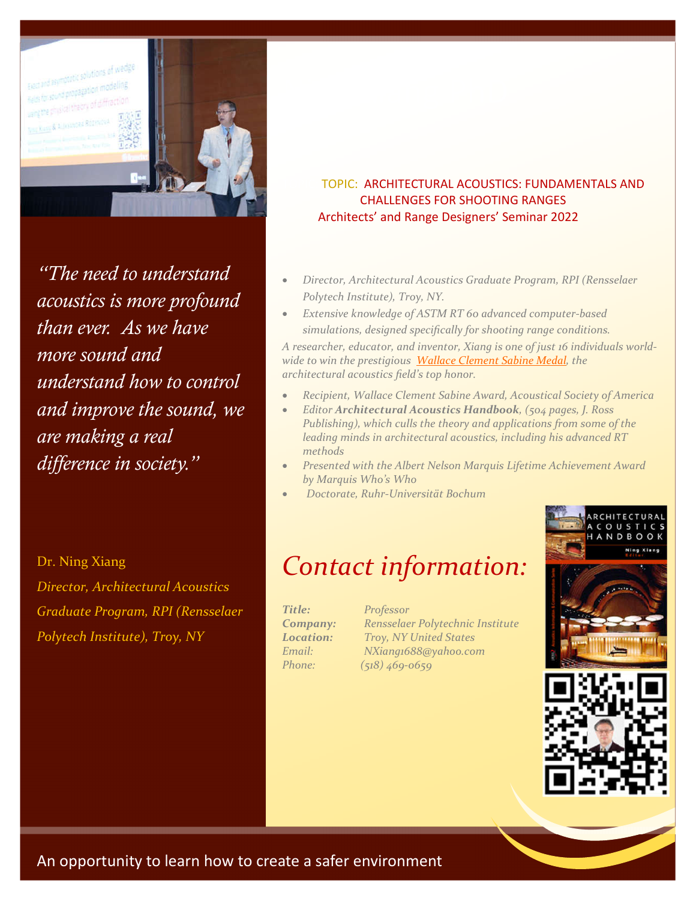TOPIC: ARCHITECTURAL ACOUSTICS: FUNDAMENTALS AND CHALLENGES FOR SHOOTING RANGES

Architects' and Range Designers' Seminar 2022

*"The need to understand acoustics is more profound than ever. As we have more sound and understand how to control and improve the sound, we are making a real difference in society."*

Dr. Ning Xiang

*Director, Architectural Acoustics Graduate Program, RPI (Rensselaer Polytech Institute), Troy, NY*

- *Director, Architectural Acoustics Graduate Program, RPI (Rensselaer Polytech Institute), Troy, NY.*
- *Extensive knowledge of ASTM RT 60 advanced computer-based simulations, designed specifically for shooting range conditions.*

*A researcher, educator, and inventor, Xiang is one of just 16 individuals world-wide to win the prestigious Wallace Clement Sabine Medal, the architectural acoustics field's top honor.*

- *Recipient, Wallace Clement Sabine Award, Acoustical Society of America*
- *Editor **Architectural Acoustics Handbook**, (504 pages, J. Ross Publishing), which culls the theory and applications from some of the leading minds in architectural acoustics, including his advanced RT methods*
- *Presented with the Albert Nelson Marquis Lifetime Achievement Award by Marquis Who's Who*
- *Doctorate, Ruhr-Universität Bochum*

# *Contact information:*

| | |
|---|---|
| ***Title:*** | *Professor* |
| ***Company:*** | *Rensselaer Polytechnic Institute* |
| ***Location:*** | *Troy, NY United States* |
| *Email:* | *NXiang1688@yahoo.com* |
| *Phone:* | *(518) 469-0659* |

An opportunity to learn how to create a safer environment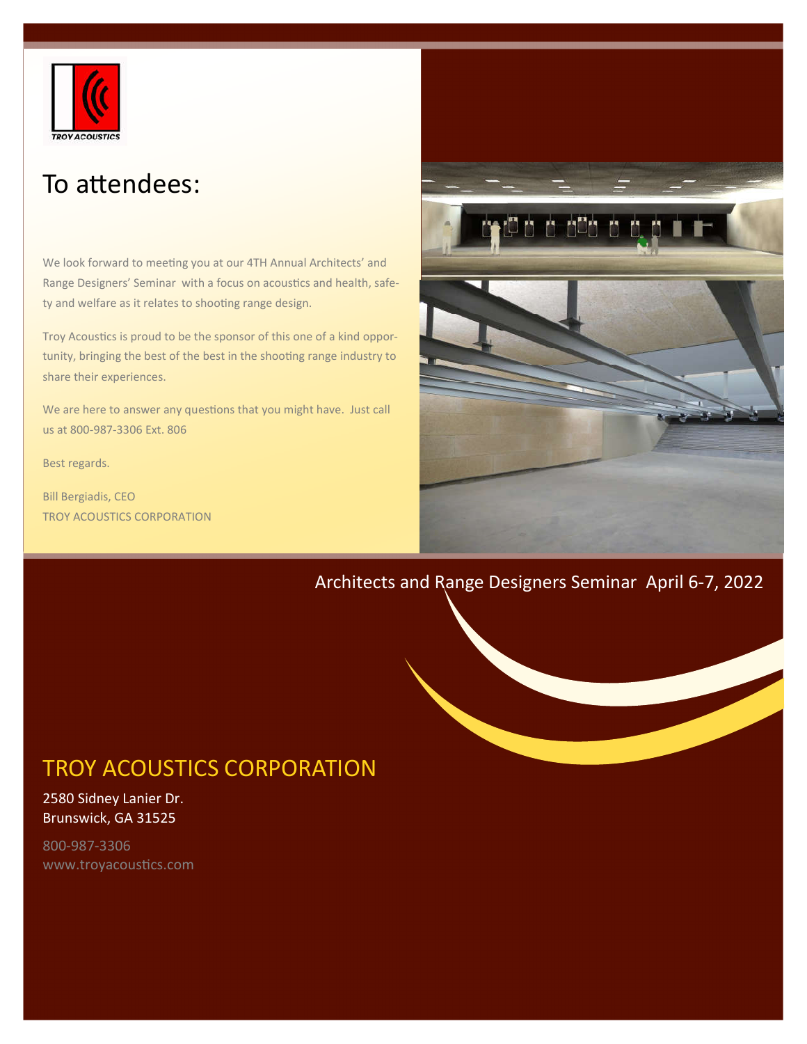TROY ACOUSTICS

# To attendees:

We look forward to meeting you at our 4TH Annual Architects' and Range Designers' Seminar with a focus on acoustics and health, safety and welfare as it relates to shooting range design.

Troy Acoustics is proud to be the sponsor of this one of a kind opportunity, bringing the best of the best in the shooting range industry to share their experiences.

We are here to answer any questions that you might have. Just call us at 800-987-3306 Ext. 806

Best regards.

Bill Bergiadis, CEO
TROY ACOUSTICS CORPORATION

Architects and Range Designers Seminar April 6-7, 2022

## TROY ACOUSTICS CORPORATION

2580 Sidney Lanier Dr.
Brunswick, GA 31525

800-987-3306
www.troyacoustics.com